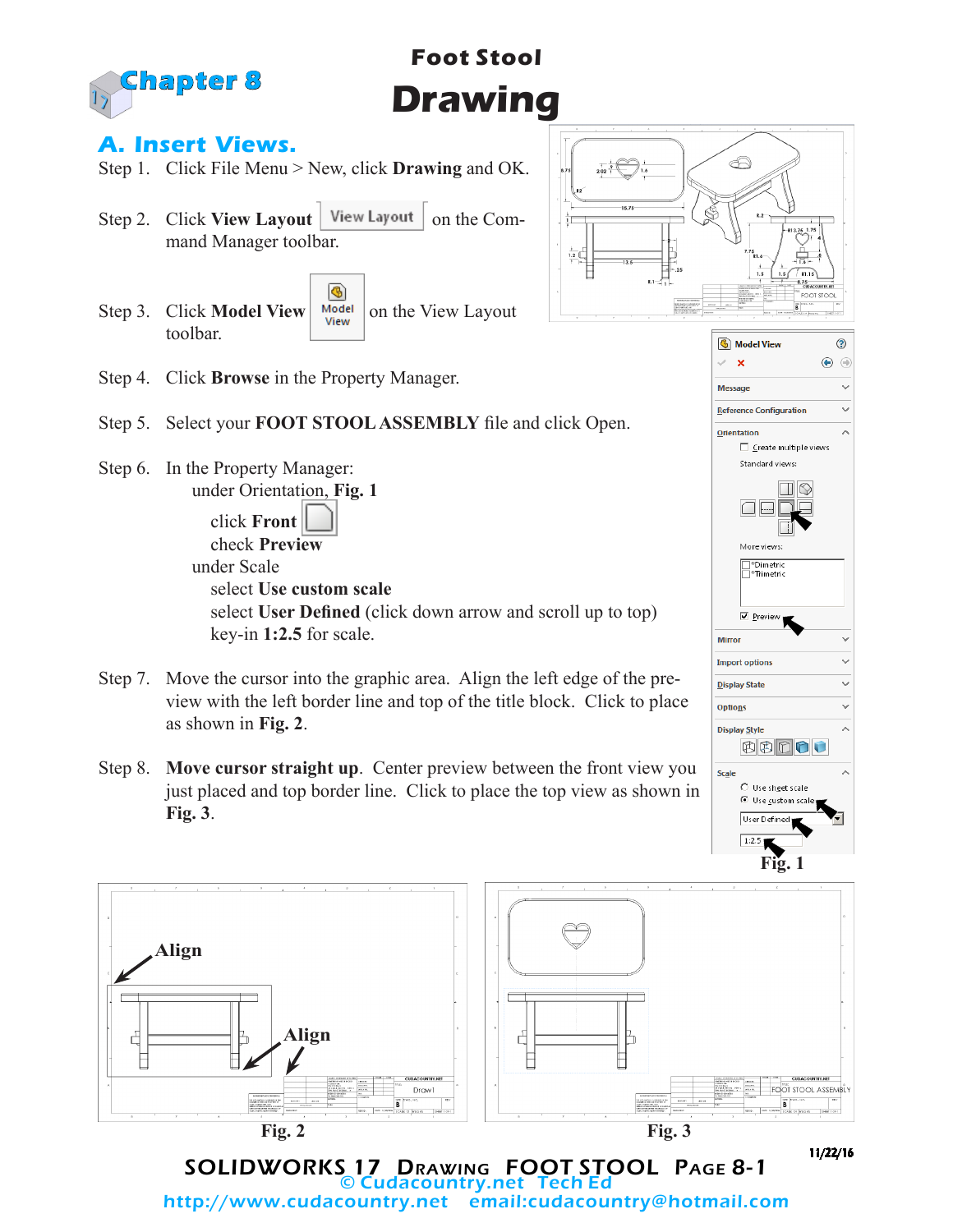# Chapter 8

# Foot Stool

# Drawing

## A. Insert Views.

Step 1. Click File Menu > New, click **Drawing** and OK.

Step 2. Click **View Layout** on the Command Manager toolbar.

Step 3. Click **Model View** on the View Layout toolbar.

Step 4. Click **Browse** in the Property Manager.

Step 5. Select your **FOOT STOOL ASSEMBLY** file and click Open.

Step 6. In the Property Manager:
- under Orientation, **Fig. 1**
  - click **Front**
  - check **Preview**
- under Scale
  - select **Use custom scale**
  - select **User Defined** (click down arrow and scroll up to top)
  - key-in **1:2.5** for scale.

Step 7. Move the cursor into the graphic area. Align the left edge of the preview with the left border line and top of the title block. Click to place as shown in **Fig. 2**.

Step 8. **Move cursor straight up**. Center preview between the front view you just placed and top border line. Click to place the top view as shown in **Fig. 3**.

Fig. 1

Fig. 2

Fig. 3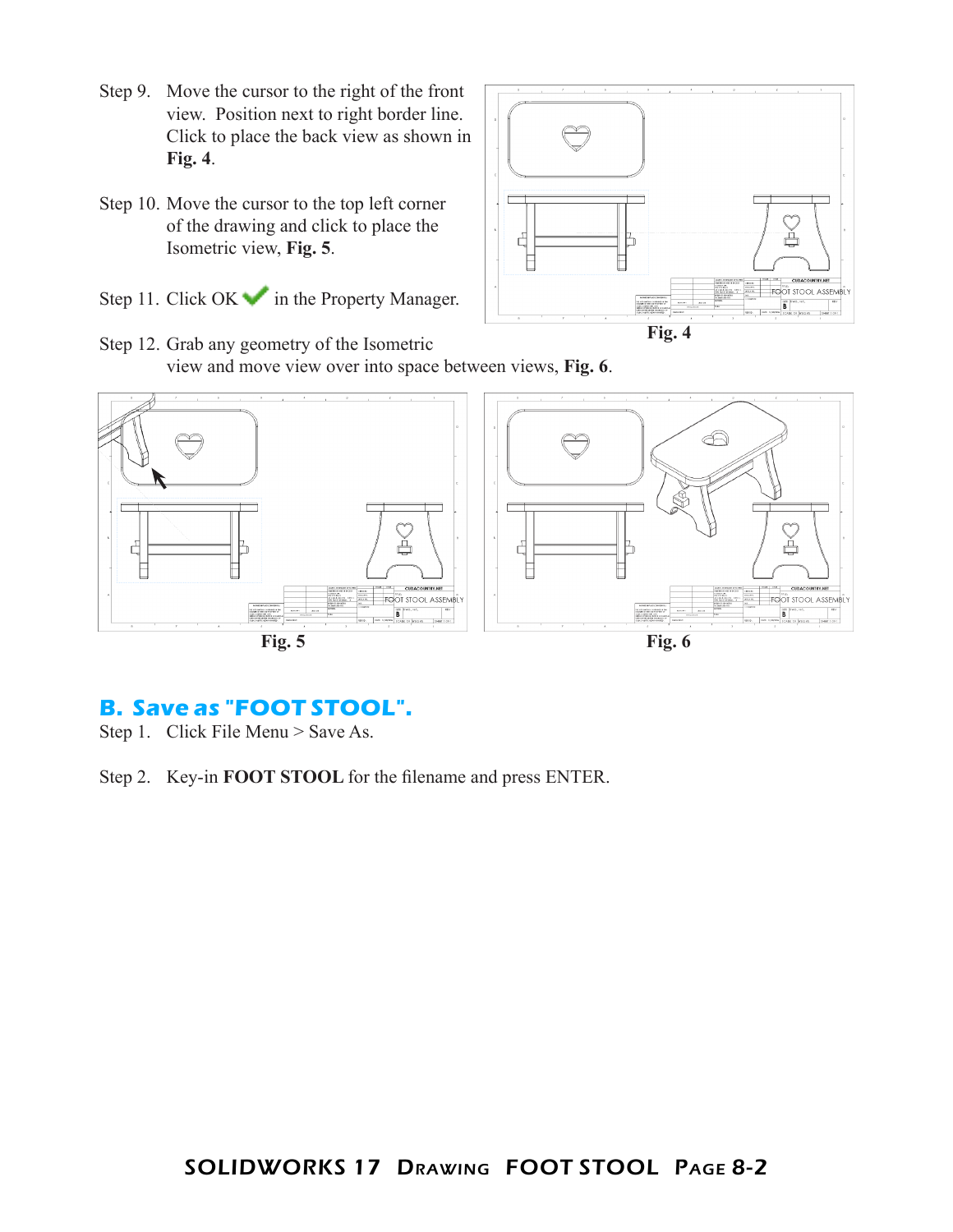Step 9. Move the cursor to the right of the front view. Position next to right border line. Click to place the back view as shown in **Fig. 4**.

Step 10. Move the cursor to the top left corner of the drawing and click to place the Isometric view, **Fig. 5**.

Step 11. Click OK in the Property Manager.

Step 12. Grab any geometry of the Isometric view and move view over into space between views, **Fig. 6**.

**Fig. 4**

**Fig. 5**

**Fig. 6**

## B. Save as "FOOT STOOL".

Step 1. Click File Menu > Save As.

Step 2. Key-in **FOOT STOOL** for the filename and press ENTER.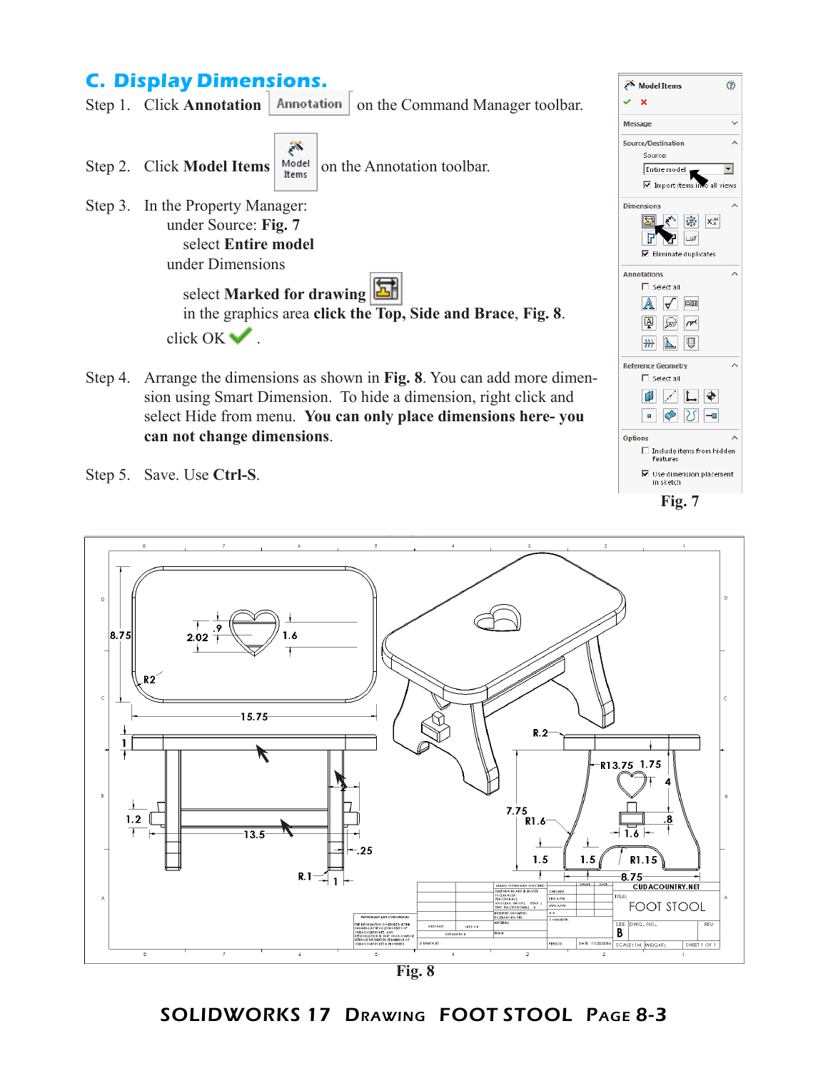## C. Display Dimensions.

Step 1. Click **Annotation** Annotation on the Command Manager toolbar.

Step 2. Click **Model Items** Model Items on the Annotation toolbar.

Step 3. In the Property Manager:
   under Source: **Fig. 7**
      select **Entire model**
   under Dimensions
      select **Marked for drawing**
      in the graphics area **click the Top, Side and Brace**, **Fig. 8**.
   click OK.

Step 4. Arrange the dimensions as shown in **Fig. 8**. You can add more dimension using Smart Dimension. To hide a dimension, right click and select Hide from menu. **You can only place dimensions here- you can not change dimensions**.

Step 5. Save. Use **Ctrl-S**.

Fig. 7

Fig. 8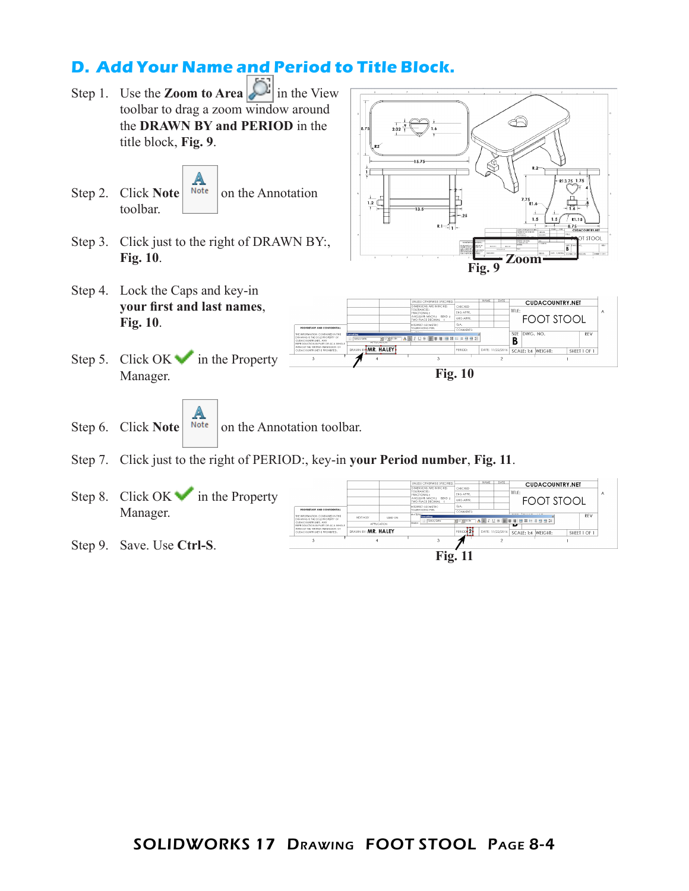## D. Add Your Name and Period to Title Block.

Step 1. Use the **Zoom to Area** in the View toolbar to drag a zoom window around the **DRAWN BY and PERIOD** in the title block, **Fig. 9**.

Step 2. Click **Note** on the Annotation toolbar.

Step 3. Click just to the right of DRAWN BY:, **Fig. 10**.

Step 4. Lock the Caps and key-in **your first and last names**, **Fig. 10**.

Step 5. Click OK in the Property Manager.

Step 6. Click **Note** on the Annotation toolbar.

Step 7. Click just to the right of PERIOD:, key-in **your Period number**, **Fig. 11**.

Step 8. Click OK in the Property Manager.

Step 9. Save. Use **Ctrl-S**.

Zoom

**Fig. 9**

**Fig. 10**

**Fig. 11**